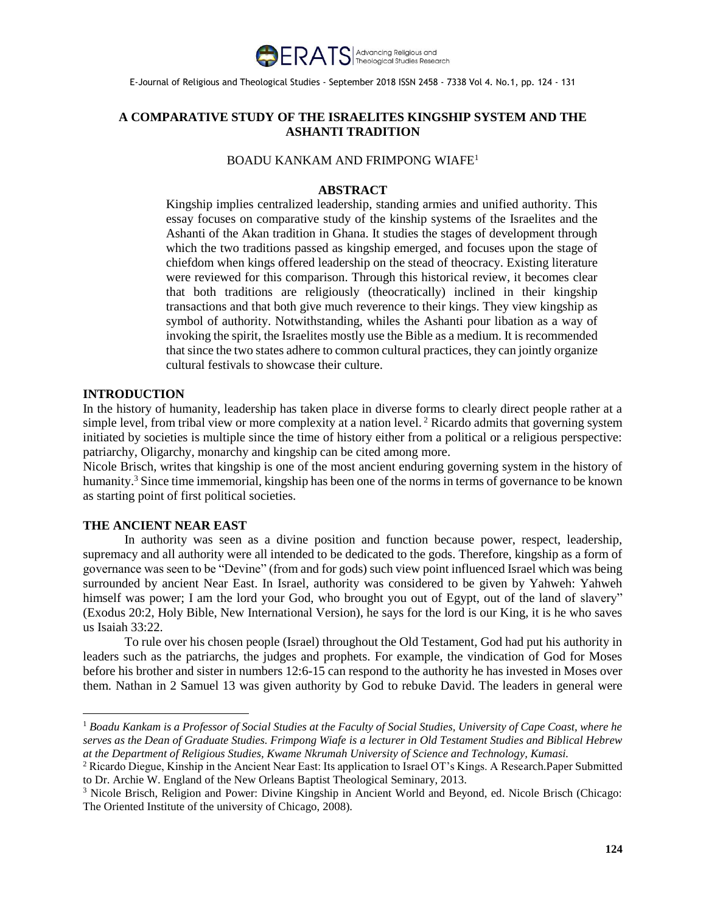# A COMPARATIVE STUDY OF THE ISRAELITES KINGSHIP SYSTEM AND THE ASHANTI TRADITION

BOADU KANKAM AND FRIMPONG WIAFE[1]

## ABSTRACT

Kingship implies centralized leadership, standing armies and unified authority. This essay focuses on comparative study of the kinship systems of the Israelites and the Ashanti of the Akan tradition in Ghana. It studies the stages of development through which the two traditions passed as kingship emerged, and focuses upon the stage of chiefdom when kings offered leadership on the stead of theocracy. Existing literature were reviewed for this comparison. Through this historical review, it becomes clear that both traditions are religiously (theocratically) inclined in their kingship transactions and that both give much reverence to their kings. They view kingship as symbol of authority. Notwithstanding, whiles the Ashanti pour libation as a way of invoking the spirit, the Israelites mostly use the Bible as a medium. It is recommended that since the two states adhere to common cultural practices, they can jointly organize cultural festivals to showcase their culture.

## INTRODUCTION

In the history of humanity, leadership has taken place in diverse forms to clearly direct people rather at a simple level, from tribal view or more complexity at a nation level.[2] Ricardo admits that governing system initiated by societies is multiple since the time of history either from a political or a religious perspective: patriarchy, Oligarchy, monarchy and kingship can be cited among more.

Nicole Brisch, writes that kingship is one of the most ancient enduring governing system in the history of humanity.[3] Since time immemorial, kingship has been one of the norms in terms of governance to be known as starting point of first political societies.

## THE ANCIENT NEAR EAST

In authority was seen as a divine position and function because power, respect, leadership, supremacy and all authority were all intended to be dedicated to the gods. Therefore, kingship as a form of governance was seen to be "Devine" (from and for gods) such view point influenced Israel which was being surrounded by ancient Near East. In Israel, authority was considered to be given by Yahweh: Yahweh himself was power; I am the lord your God, who brought you out of Egypt, out of the land of slavery" (Exodus 20:2, Holy Bible, New International Version), he says for the lord is our King, it is he who saves us Isaiah 33:22.

To rule over his chosen people (Israel) throughout the Old Testament, God had put his authority in leaders such as the patriarchs, the judges and prophets. For example, the vindication of God for Moses before his brother and sister in numbers 12:6-15 can respond to the authority he has invested in Moses over them. Nathan in 2 Samuel 13 was given authority by God to rebuke David. The leaders in general were

---

[1] *Boadu Kankam is a Professor of Social Studies at the Faculty of Social Studies, University of Cape Coast, where he serves as the Dean of Graduate Studies. Frimpong Wiafe is a lecturer in Old Testament Studies and Biblical Hebrew at the Department of Religious Studies, Kwame Nkrumah University of Science and Technology, Kumasi.*

[2] Ricardo Diegue, Kinship in the Ancient Near East: Its application to Israel OT's Kings. A Research.Paper Submitted to Dr. Archie W. England of the New Orleans Baptist Theological Seminary, 2013.

[3] Nicole Brisch, Religion and Power: Divine Kingship in Ancient World and Beyond, ed. Nicole Brisch (Chicago: The Oriented Institute of the university of Chicago, 2008).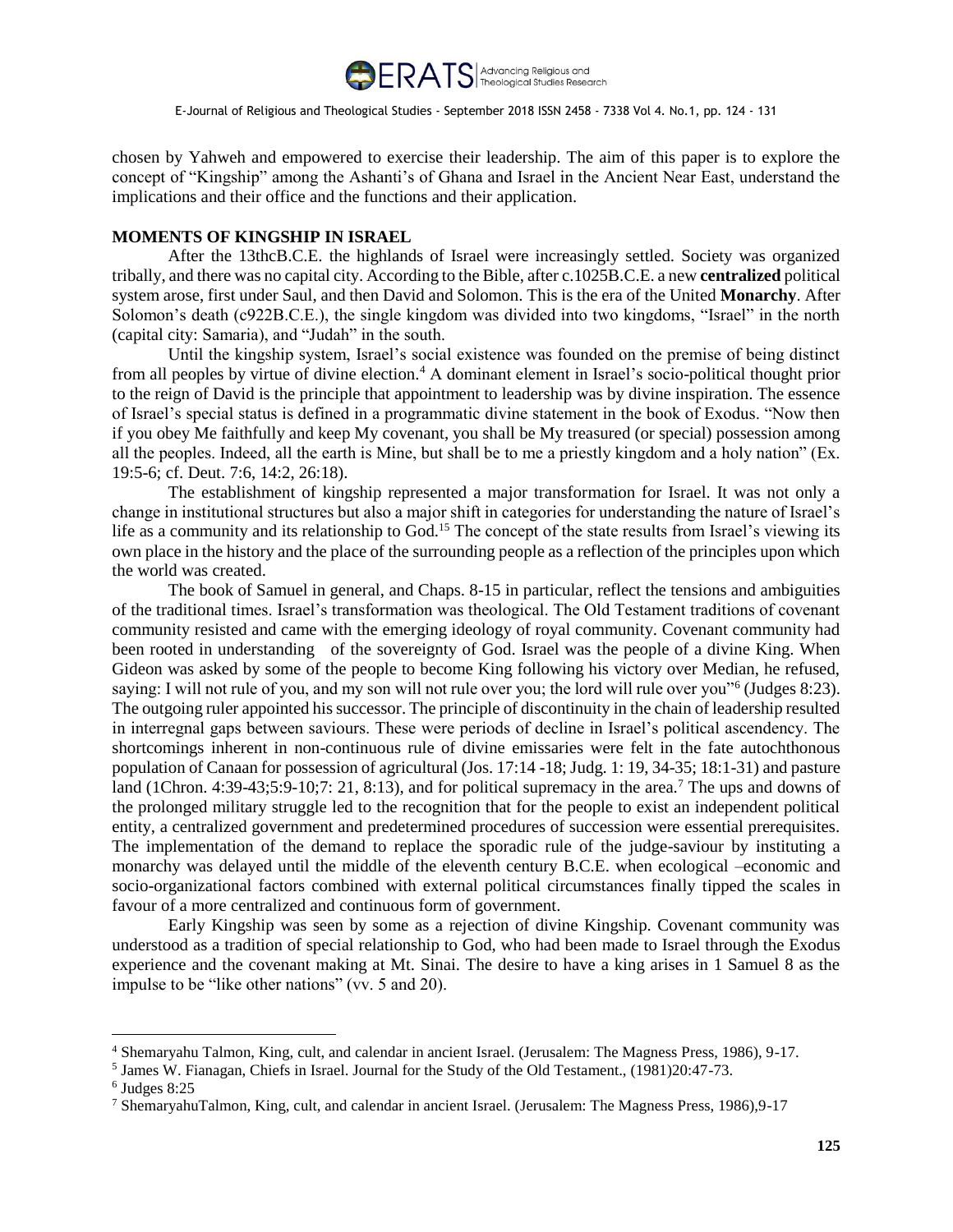chosen by Yahweh and empowered to exercise their leadership. The aim of this paper is to explore the concept of "Kingship" among the Ashanti's of Ghana and Israel in the Ancient Near East, understand the implications and their office and the functions and their application.

**MOMENTS OF KINGSHIP IN ISRAEL**

After the 13thcB.C.E. the highlands of Israel were increasingly settled. Society was organized tribally, and there was no capital city. According to the Bible, after c.1025B.C.E. a new **centralized** political system arose, first under Saul, and then David and Solomon. This is the era of the United **Monarchy**. After Solomon's death (c922B.C.E.), the single kingdom was divided into two kingdoms, "Israel" in the north (capital city: Samaria), and "Judah" in the south.

Until the kingship system, Israel's social existence was founded on the premise of being distinct from all peoples by virtue of divine election.[4] A dominant element in Israel's socio-political thought prior to the reign of David is the principle that appointment to leadership was by divine inspiration. The essence of Israel's special status is defined in a programmatic divine statement in the book of Exodus. "Now then if you obey Me faithfully and keep My covenant, you shall be My treasured (or special) possession among all the peoples. Indeed, all the earth is Mine, but shall be to me a priestly kingdom and a holy nation" (Ex. 19:5-6; cf. Deut. 7:6, 14:2, 26:18).

The establishment of kingship represented a major transformation for Israel. It was not only a change in institutional structures but also a major shift in categories for understanding the nature of Israel's life as a community and its relationship to God.[15] The concept of the state results from Israel's viewing its own place in the history and the place of the surrounding people as a reflection of the principles upon which the world was created.

The book of Samuel in general, and Chaps. 8-15 in particular, reflect the tensions and ambiguities of the traditional times. Israel's transformation was theological. The Old Testament traditions of covenant community resisted and came with the emerging ideology of royal community. Covenant community had been rooted in understanding of the sovereignty of God. Israel was the people of a divine King. When Gideon was asked by some of the people to become King following his victory over Median, he refused, saying: I will not rule of you, and my son will not rule over you; the lord will rule over you"[6] (Judges 8:23). The outgoing ruler appointed his successor. The principle of discontinuity in the chain of leadership resulted in interregnal gaps between saviours. These were periods of decline in Israel's political ascendency. The shortcomings inherent in non-continuous rule of divine emissaries were felt in the fate autochthonous population of Canaan for possession of agricultural (Jos. 17:14 -18; Judg. 1: 19, 34-35; 18:1-31) and pasture land (1Chron. 4:39-43;5:9-10;7: 21, 8:13), and for political supremacy in the area.[7] The ups and downs of the prolonged military struggle led to the recognition that for the people to exist an independent political entity, a centralized government and predetermined procedures of succession were essential prerequisites. The implementation of the demand to replace the sporadic rule of the judge-saviour by instituting a monarchy was delayed until the middle of the eleventh century B.C.E. when ecological –economic and socio-organizational factors combined with external political circumstances finally tipped the scales in favour of a more centralized and continuous form of government.

Early Kingship was seen by some as a rejection of divine Kingship. Covenant community was understood as a tradition of special relationship to God, who had been made to Israel through the Exodus experience and the covenant making at Mt. Sinai. The desire to have a king arises in 1 Samuel 8 as the impulse to be "like other nations" (vv. 5 and 20).

---

[4] Shemaryahu Talmon, King, cult, and calendar in ancient Israel. (Jerusalem: The Magness Press, 1986), 9-17.

[5] James W. Fianagan, Chiefs in Israel. Journal for the Study of the Old Testament., (1981)20:47-73.

[6] Judges 8:25

[7] ShemaryahuTalmon, King, cult, and calendar in ancient Israel. (Jerusalem: The Magness Press, 1986),9-17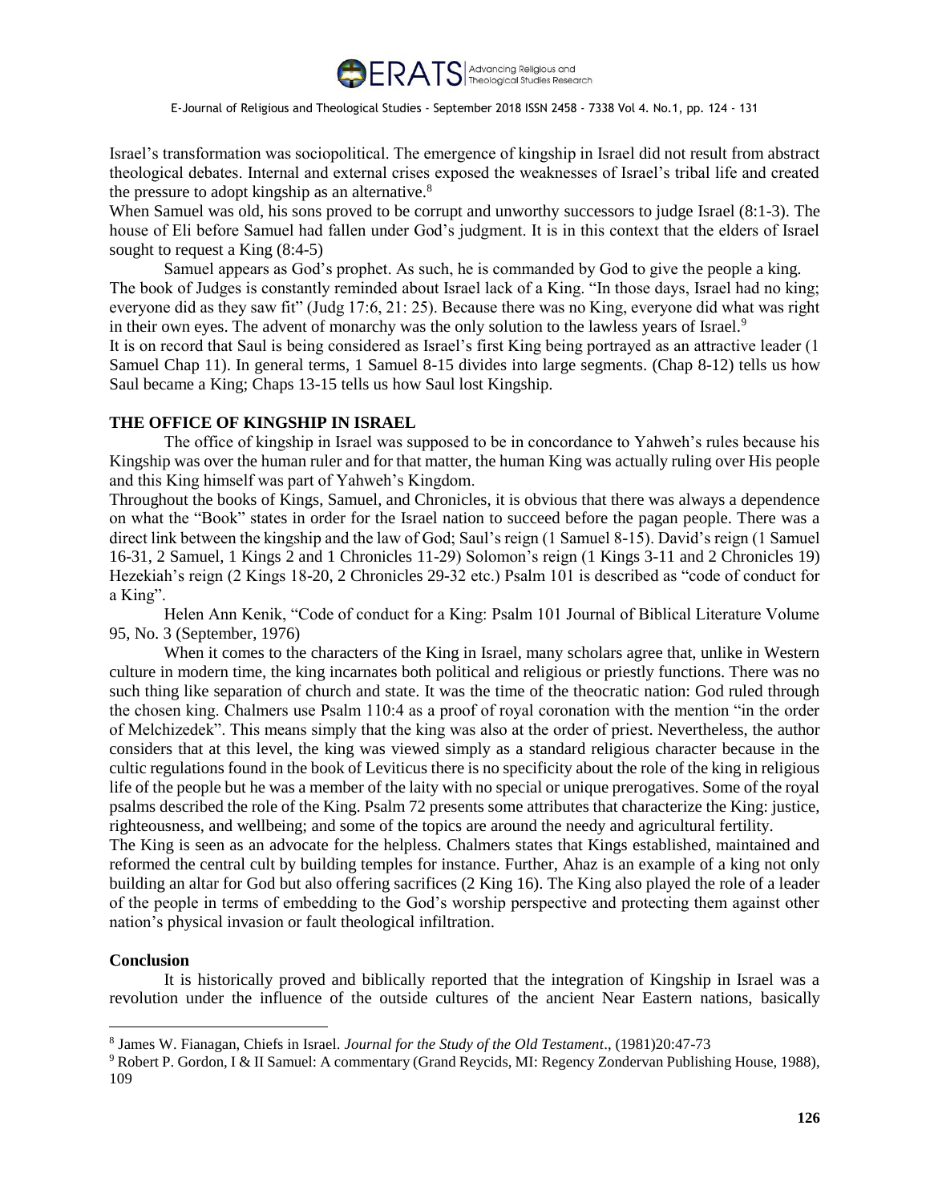Israel's transformation was sociopolitical. The emergence of kingship in Israel did not result from abstract theological debates. Internal and external crises exposed the weaknesses of Israel's tribal life and created the pressure to adopt kingship as an alternative.[8]

When Samuel was old, his sons proved to be corrupt and unworthy successors to judge Israel (8:1-3). The house of Eli before Samuel had fallen under God's judgment. It is in this context that the elders of Israel sought to request a King (8:4-5)

Samuel appears as God's prophet. As such, he is commanded by God to give the people a king. The book of Judges is constantly reminded about Israel lack of a King. "In those days, Israel had no king; everyone did as they saw fit" (Judg 17:6, 21: 25). Because there was no King, everyone did what was right in their own eyes. The advent of monarchy was the only solution to the lawless years of Israel.[9]

It is on record that Saul is being considered as Israel's first King being portrayed as an attractive leader (1 Samuel Chap 11). In general terms, 1 Samuel 8-15 divides into large segments. (Chap 8-12) tells us how Saul became a King; Chaps 13-15 tells us how Saul lost Kingship.

## THE OFFICE OF KINGSHIP IN ISRAEL

The office of kingship in Israel was supposed to be in concordance to Yahweh's rules because his Kingship was over the human ruler and for that matter, the human King was actually ruling over His people and this King himself was part of Yahweh's Kingdom.

Throughout the books of Kings, Samuel, and Chronicles, it is obvious that there was always a dependence on what the "Book" states in order for the Israel nation to succeed before the pagan people. There was a direct link between the kingship and the law of God; Saul's reign (1 Samuel 8-15). David's reign (1 Samuel 16-31, 2 Samuel, 1 Kings 2 and 1 Chronicles 11-29) Solomon's reign (1 Kings 3-11 and 2 Chronicles 19) Hezekiah's reign (2 Kings 18-20, 2 Chronicles 29-32 etc.) Psalm 101 is described as "code of conduct for a King".

Helen Ann Kenik, "Code of conduct for a King: Psalm 101 Journal of Biblical Literature Volume 95, No. 3 (September, 1976)

When it comes to the characters of the King in Israel, many scholars agree that, unlike in Western culture in modern time, the king incarnates both political and religious or priestly functions. There was no such thing like separation of church and state. It was the time of the theocratic nation: God ruled through the chosen king. Chalmers use Psalm 110:4 as a proof of royal coronation with the mention "in the order of Melchizedek". This means simply that the king was also at the order of priest. Nevertheless, the author considers that at this level, the king was viewed simply as a standard religious character because in the cultic regulations found in the book of Leviticus there is no specificity about the role of the king in religious life of the people but he was a member of the laity with no special or unique prerogatives. Some of the royal psalms described the role of the King. Psalm 72 presents some attributes that characterize the King: justice, righteousness, and wellbeing; and some of the topics are around the needy and agricultural fertility.

The King is seen as an advocate for the helpless. Chalmers states that Kings established, maintained and reformed the central cult by building temples for instance. Further, Ahaz is an example of a king not only building an altar for God but also offering sacrifices (2 King 16). The King also played the role of a leader of the people in terms of embedding to the God's worship perspective and protecting them against other nation's physical invasion or fault theological infiltration.

### Conclusion

It is historically proved and biblically reported that the integration of Kingship in Israel was a revolution under the influence of the outside cultures of the ancient Near Eastern nations, basically

---

[8] James W. Fianagan, Chiefs in Israel. *Journal for the Study of the Old Testament*., (1981)20:47-73

[9] Robert P. Gordon, I & II Samuel: A commentary (Grand Reycids, MI: Regency Zondervan Publishing House, 1988), 109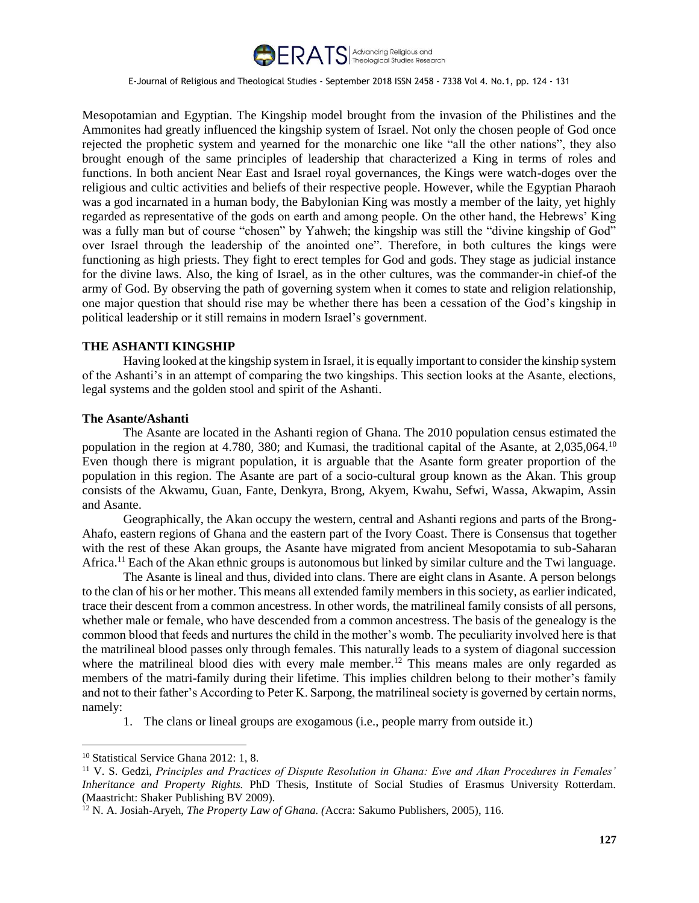Mesopotamian and Egyptian. The Kingship model brought from the invasion of the Philistines and the Ammonites had greatly influenced the kingship system of Israel. Not only the chosen people of God once rejected the prophetic system and yearned for the monarchic one like "all the other nations", they also brought enough of the same principles of leadership that characterized a King in terms of roles and functions. In both ancient Near East and Israel royal governances, the Kings were watch-doges over the religious and cultic activities and beliefs of their respective people. However, while the Egyptian Pharaoh was a god incarnated in a human body, the Babylonian King was mostly a member of the laity, yet highly regarded as representative of the gods on earth and among people. On the other hand, the Hebrews' King was a fully man but of course "chosen" by Yahweh; the kingship was still the "divine kingship of God" over Israel through the leadership of the anointed one". Therefore, in both cultures the kings were functioning as high priests. They fight to erect temples for God and gods. They stage as judicial instance for the divine laws. Also, the king of Israel, as in the other cultures, was the commander-in chief-of the army of God. By observing the path of governing system when it comes to state and religion relationship, one major question that should rise may be whether there has been a cessation of the God's kingship in political leadership or it still remains in modern Israel's government.

## THE ASHANTI KINGSHIP

Having looked at the kingship system in Israel, it is equally important to consider the kinship system of the Ashanti's in an attempt of comparing the two kingships. This section looks at the Asante, elections, legal systems and the golden stool and spirit of the Ashanti.

### The Asante/Ashanti

The Asante are located in the Ashanti region of Ghana. The 2010 population census estimated the population in the region at 4.780, 380; and Kumasi, the traditional capital of the Asante, at 2,035,064.[10] Even though there is migrant population, it is arguable that the Asante form greater proportion of the population in this region. The Asante are part of a socio-cultural group known as the Akan. This group consists of the Akwamu, Guan, Fante, Denkyra, Brong, Akyem, Kwahu, Sefwi, Wassa, Akwapim, Assin and Asante.

Geographically, the Akan occupy the western, central and Ashanti regions and parts of the Brong-Ahafo, eastern regions of Ghana and the eastern part of the Ivory Coast. There is Consensus that together with the rest of these Akan groups, the Asante have migrated from ancient Mesopotamia to sub-Saharan Africa.[11] Each of the Akan ethnic groups is autonomous but linked by similar culture and the Twi language.

The Asante is lineal and thus, divided into clans. There are eight clans in Asante. A person belongs to the clan of his or her mother. This means all extended family members in this society, as earlier indicated, trace their descent from a common ancestress. In other words, the matrilineal family consists of all persons, whether male or female, who have descended from a common ancestress. The basis of the genealogy is the common blood that feeds and nurtures the child in the mother's womb. The peculiarity involved here is that the matrilineal blood passes only through females. This naturally leads to a system of diagonal succession where the matrilineal blood dies with every male member.[12] This means males are only regarded as members of the matri-family during their lifetime. This implies children belong to their mother's family and not to their father's According to Peter K. Sarpong, the matrilineal society is governed by certain norms, namely:

1. The clans or lineal groups are exogamous (i.e., people marry from outside it.)

---

[10] Statistical Service Ghana 2012: 1, 8.

[11] V. S. Gedzi, *Principles and Practices of Dispute Resolution in Ghana: Ewe and Akan Procedures in Females' Inheritance and Property Rights.* PhD Thesis, Institute of Social Studies of Erasmus University Rotterdam. (Maastricht: Shaker Publishing BV 2009).

[12] N. A. Josiah-Aryeh, *The Property Law of Ghana. (*Accra: Sakumo Publishers, 2005), 116.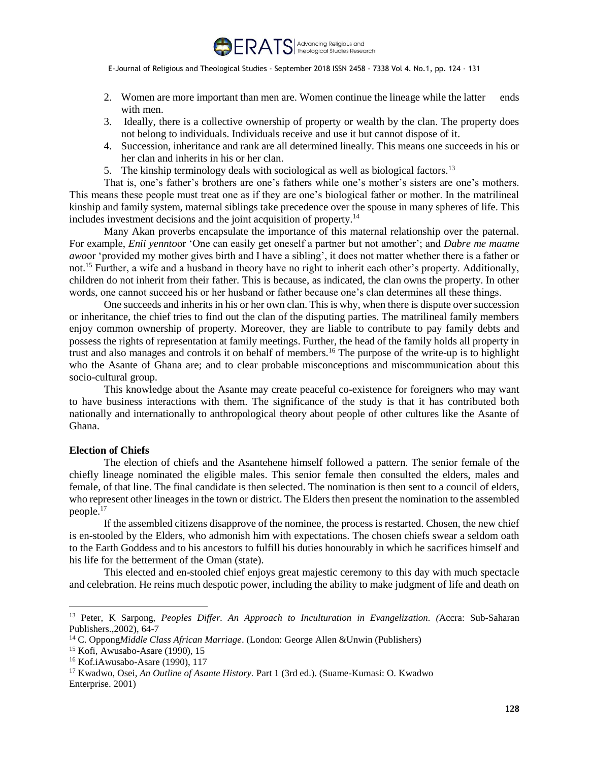2. Women are more important than men are. Women continue the lineage while the latter ends with men.
3. Ideally, there is a collective ownership of property or wealth by the clan. The property does not belong to individuals. Individuals receive and use it but cannot dispose of it.
4. Succession, inheritance and rank are all determined lineally. This means one succeeds in his or her clan and inherits in his or her clan.
5. The kinship terminology deals with sociological as well as biological factors.[13]

That is, one's father's brothers are one's fathers while one's mother's sisters are one's mothers. This means these people must treat one as if they are one's biological father or mother. In the matrilineal kinship and family system, maternal siblings take precedence over the spouse in many spheres of life. This includes investment decisions and the joint acquisition of property.[14]

Many Akan proverbs encapsulate the importance of this maternal relationship over the paternal. For example, *Enii yennto*or 'One can easily get oneself a partner but not amother'; and *Dabre me maame awo*or 'provided my mother gives birth and I have a sibling', it does not matter whether there is a father or not.[15] Further, a wife and a husband in theory have no right to inherit each other's property. Additionally, children do not inherit from their father. This is because, as indicated, the clan owns the property. In other words, one cannot succeed his or her husband or father because one's clan determines all these things.

One succeeds and inherits in his or her own clan. This is why, when there is dispute over succession or inheritance, the chief tries to find out the clan of the disputing parties. The matrilineal family members enjoy common ownership of property. Moreover, they are liable to contribute to pay family debts and possess the rights of representation at family meetings. Further, the head of the family holds all property in trust and also manages and controls it on behalf of members.[16] The purpose of the write-up is to highlight who the Asante of Ghana are; and to clear probable misconceptions and miscommunication about this socio-cultural group.

This knowledge about the Asante may create peaceful co-existence for foreigners who may want to have business interactions with them. The significance of the study is that it has contributed both nationally and internationally to anthropological theory about people of other cultures like the Asante of Ghana.

**Election of Chiefs**

The election of chiefs and the Asantehene himself followed a pattern. The senior female of the chiefly lineage nominated the eligible males. This senior female then consulted the elders, males and female, of that line. The final candidate is then selected. The nomination is then sent to a council of elders, who represent other lineages in the town or district. The Elders then present the nomination to the assembled people.[17]

If the assembled citizens disapprove of the nominee, the process is restarted. Chosen, the new chief is en-stooled by the Elders, who admonish him with expectations. The chosen chiefs swear a seldom oath to the Earth Goddess and to his ancestors to fulfill his duties honourably in which he sacrifices himself and his life for the betterment of the Oman (state).

This elected and en-stooled chief enjoys great majestic ceremony to this day with much spectacle and celebration. He reins much despotic power, including the ability to make judgment of life and death on

---

[13] Peter, K Sarpong, *Peoples Differ. An Approach to Inculturation in Evangelization. (*Accra: Sub-Saharan Publishers.,2002), 64-7

[14] C. Oppong*Middle Class African Marriage*. (London: George Allen &Unwin (Publishers)

[15] Kofi, Awusabo-Asare (1990), 15

[16] Kof.iAwusabo-Asare (1990), 117

[17] Kwadwo, Osei, *An Outline of Asante History.* Part 1 (3rd ed.). (Suame-Kumasi: O. Kwadwo Enterprise. 2001)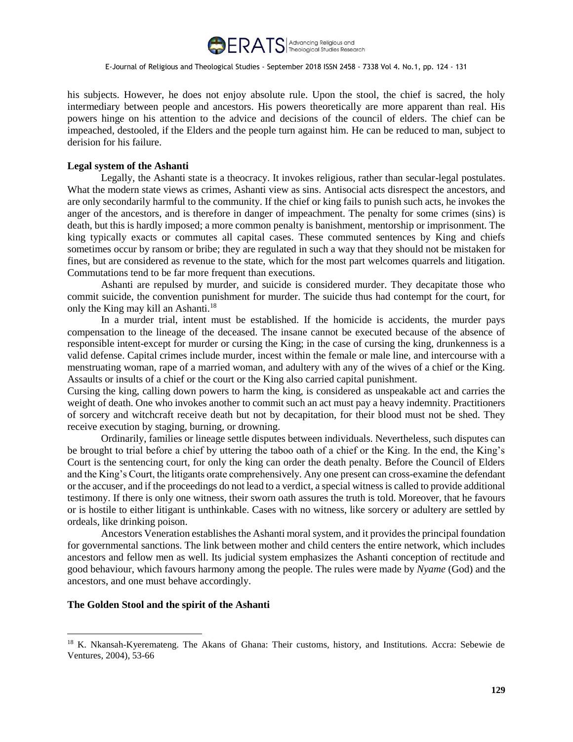his subjects. However, he does not enjoy absolute rule. Upon the stool, the chief is sacred, the holy intermediary between people and ancestors. His powers theoretically are more apparent than real. His powers hinge on his attention to the advice and decisions of the council of elders. The chief can be impeached, destooled, if the Elders and the people turn against him. He can be reduced to man, subject to derision for his failure.

**Legal system of the Ashanti**

Legally, the Ashanti state is a theocracy. It invokes religious, rather than secular-legal postulates. What the modern state views as crimes, Ashanti view as sins. Antisocial acts disrespect the ancestors, and are only secondarily harmful to the community. If the chief or king fails to punish such acts, he invokes the anger of the ancestors, and is therefore in danger of impeachment. The penalty for some crimes (sins) is death, but this is hardly imposed; a more common penalty is banishment, mentorship or imprisonment. The king typically exacts or commutes all capital cases. These commuted sentences by King and chiefs sometimes occur by ransom or bribe; they are regulated in such a way that they should not be mistaken for fines, but are considered as revenue to the state, which for the most part welcomes quarrels and litigation. Commutations tend to be far more frequent than executions.

Ashanti are repulsed by murder, and suicide is considered murder. They decapitate those who commit suicide, the convention punishment for murder. The suicide thus had contempt for the court, for only the King may kill an Ashanti.[18]

In a murder trial, intent must be established. If the homicide is accidents, the murder pays compensation to the lineage of the deceased. The insane cannot be executed because of the absence of responsible intent-except for murder or cursing the King; in the case of cursing the king, drunkenness is a valid defense. Capital crimes include murder, incest within the female or male line, and intercourse with a menstruating woman, rape of a married woman, and adultery with any of the wives of a chief or the King. Assaults or insults of a chief or the court or the King also carried capital punishment.

Cursing the king, calling down powers to harm the king, is considered as unspeakable act and carries the weight of death. One who invokes another to commit such an act must pay a heavy indemnity. Practitioners of sorcery and witchcraft receive death but not by decapitation, for their blood must not be shed. They receive execution by staging, burning, or drowning.

Ordinarily, families or lineage settle disputes between individuals. Nevertheless, such disputes can be brought to trial before a chief by uttering the taboo oath of a chief or the King. In the end, the King's Court is the sentencing court, for only the king can order the death penalty. Before the Council of Elders and the King's Court, the litigants orate comprehensively. Any one present can cross-examine the defendant or the accuser, and if the proceedings do not lead to a verdict, a special witness is called to provide additional testimony. If there is only one witness, their sworn oath assures the truth is told. Moreover, that he favours or is hostile to either litigant is unthinkable. Cases with no witness, like sorcery or adultery are settled by ordeals, like drinking poison.

Ancestors Veneration establishes the Ashanti moral system, and it provides the principal foundation for governmental sanctions. The link between mother and child centers the entire network, which includes ancestors and fellow men as well. Its judicial system emphasizes the Ashanti conception of rectitude and good behaviour, which favours harmony among the people. The rules were made by *Nyame* (God) and the ancestors, and one must behave accordingly.

**The Golden Stool and the spirit of the Ashanti**

---

[18] K. Nkansah-Kyeremateng. The Akans of Ghana: Their customs, history, and Institutions. Accra: Sebewie de Ventures, 2004), 53-66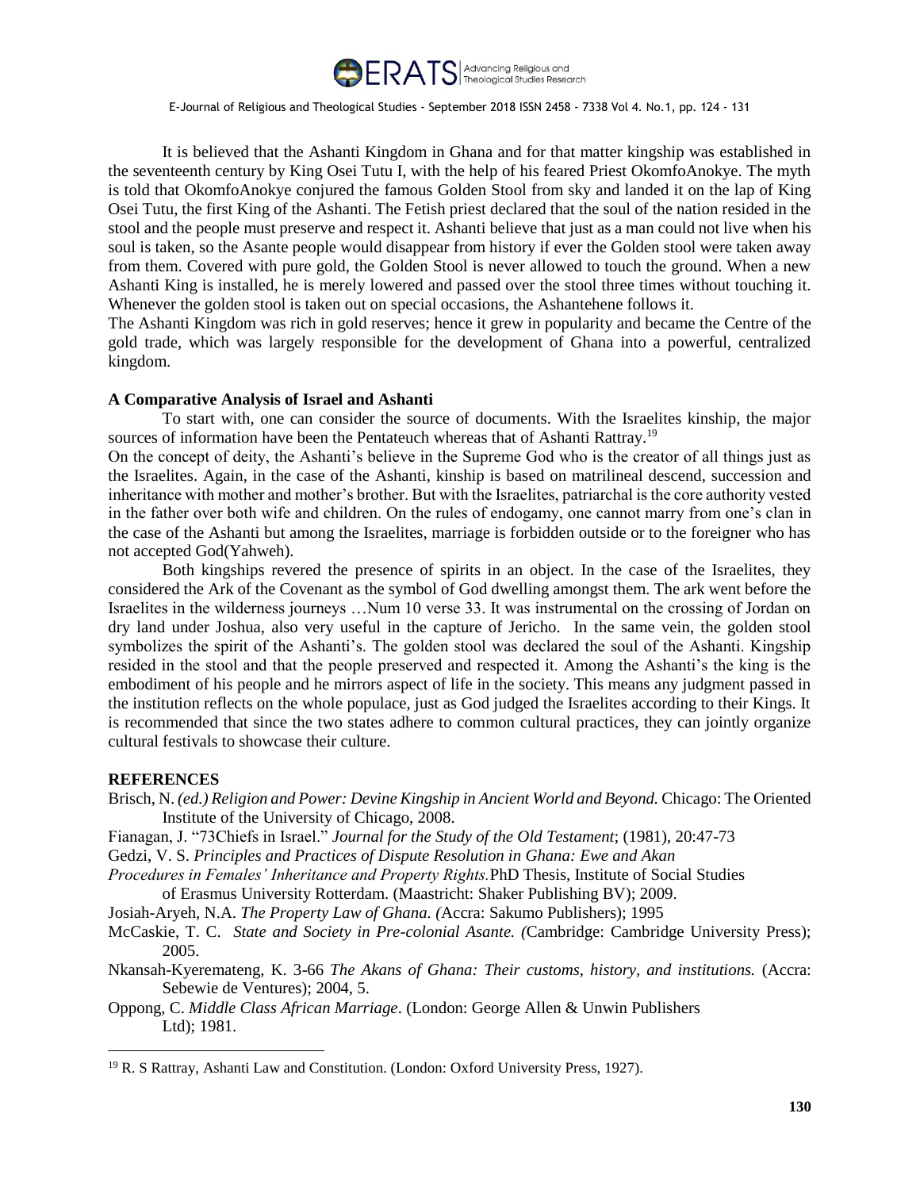It is believed that the Ashanti Kingdom in Ghana and for that matter kingship was established in the seventeenth century by King Osei Tutu I, with the help of his feared Priest OkomfoAnokye. The myth is told that OkomfoAnokye conjured the famous Golden Stool from sky and landed it on the lap of King Osei Tutu, the first King of the Ashanti. The Fetish priest declared that the soul of the nation resided in the stool and the people must preserve and respect it. Ashanti believe that just as a man could not live when his soul is taken, so the Asante people would disappear from history if ever the Golden stool were taken away from them. Covered with pure gold, the Golden Stool is never allowed to touch the ground. When a new Ashanti King is installed, he is merely lowered and passed over the stool three times without touching it. Whenever the golden stool is taken out on special occasions, the Ashantehene follows it.

The Ashanti Kingdom was rich in gold reserves; hence it grew in popularity and became the Centre of the gold trade, which was largely responsible for the development of Ghana into a powerful, centralized kingdom.

**A Comparative Analysis of Israel and Ashanti**

To start with, one can consider the source of documents. With the Israelites kinship, the major sources of information have been the Pentateuch whereas that of Ashanti Rattray.[19]

On the concept of deity, the Ashanti's believe in the Supreme God who is the creator of all things just as the Israelites. Again, in the case of the Ashanti, kinship is based on matrilineal descend, succession and inheritance with mother and mother's brother. But with the Israelites, patriarchal is the core authority vested in the father over both wife and children. On the rules of endogamy, one cannot marry from one's clan in the case of the Ashanti but among the Israelites, marriage is forbidden outside or to the foreigner who has not accepted God(Yahweh).

Both kingships revered the presence of spirits in an object. In the case of the Israelites, they considered the Ark of the Covenant as the symbol of God dwelling amongst them. The ark went before the Israelites in the wilderness journeys …Num 10 verse 33. It was instrumental on the crossing of Jordan on dry land under Joshua, also very useful in the capture of Jericho. In the same vein, the golden stool symbolizes the spirit of the Ashanti's. The golden stool was declared the soul of the Ashanti. Kingship resided in the stool and that the people preserved and respected it. Among the Ashanti's the king is the embodiment of his people and he mirrors aspect of life in the society. This means any judgment passed in the institution reflects on the whole populace, just as God judged the Israelites according to their Kings. It is recommended that since the two states adhere to common cultural practices, they can jointly organize cultural festivals to showcase their culture.

**REFERENCES**

Brisch, N. *(ed.) Religion and Power: Devine Kingship in Ancient World and Beyond.* Chicago: The Oriented Institute of the University of Chicago, 2008.

Fianagan, J. "73Chiefs in Israel." *Journal for the Study of the Old Testament*; (1981), 20:47-73

Gedzi, V. S. *Principles and Practices of Dispute Resolution in Ghana: Ewe and Akan Procedures in Females' Inheritance and Property Rights.* PhD Thesis, Institute of Social Studies of Erasmus University Rotterdam. (Maastricht: Shaker Publishing BV); 2009.

Josiah-Aryeh, N.A. *The Property Law of Ghana. (*Accra: Sakumo Publishers); 1995

McCaskie, T. C. *State and Society in Pre-colonial Asante. (*Cambridge: Cambridge University Press); 2005.

Nkansah-Kyeremateng, K. 3-66 *The Akans of Ghana: Their customs, history, and institutions.* (Accra: Sebewie de Ventures); 2004, 5.

Oppong, C. *Middle Class African Marriage*. (London: George Allen & Unwin Publishers Ltd); 1981.

---

[19] R. S Rattray, Ashanti Law and Constitution. (London: Oxford University Press, 1927).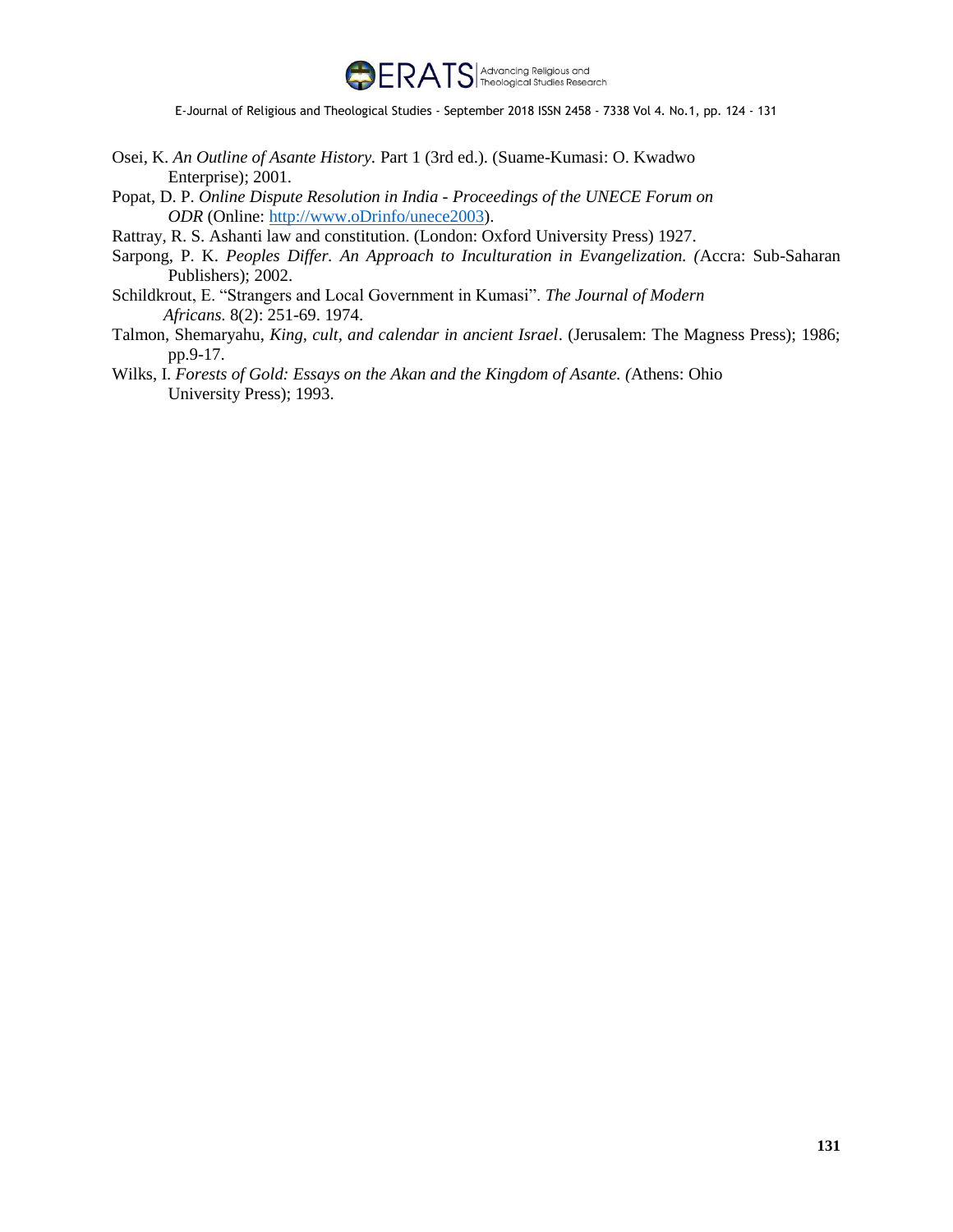Osei, K. *An Outline of Asante History.* Part 1 (3rd ed.). (Suame-Kumasi: O. Kwadwo Enterprise); 2001.

Popat, D. P. *Online Dispute Resolution in India - Proceedings of the UNECE Forum on ODR* (Online: [http://www.oDrinfo/unece2003](http://www.oDrinfo/unece2003)).

Rattray, R. S. Ashanti law and constitution. (London: Oxford University Press) 1927.

Sarpong, P. K. *Peoples Differ. An Approach to Inculturation in Evangelization. (*Accra: Sub-Saharan Publishers); 2002.

Schildkrout, E. "Strangers and Local Government in Kumasi". *The Journal of Modern Africans.* 8(2): 251-69. 1974.

Talmon, Shemaryahu, *King, cult, and calendar in ancient Israel*. (Jerusalem: The Magness Press); 1986; pp.9-17.

Wilks, I. *Forests of Gold: Essays on the Akan and the Kingdom of Asante. (*Athens: Ohio University Press); 1993.